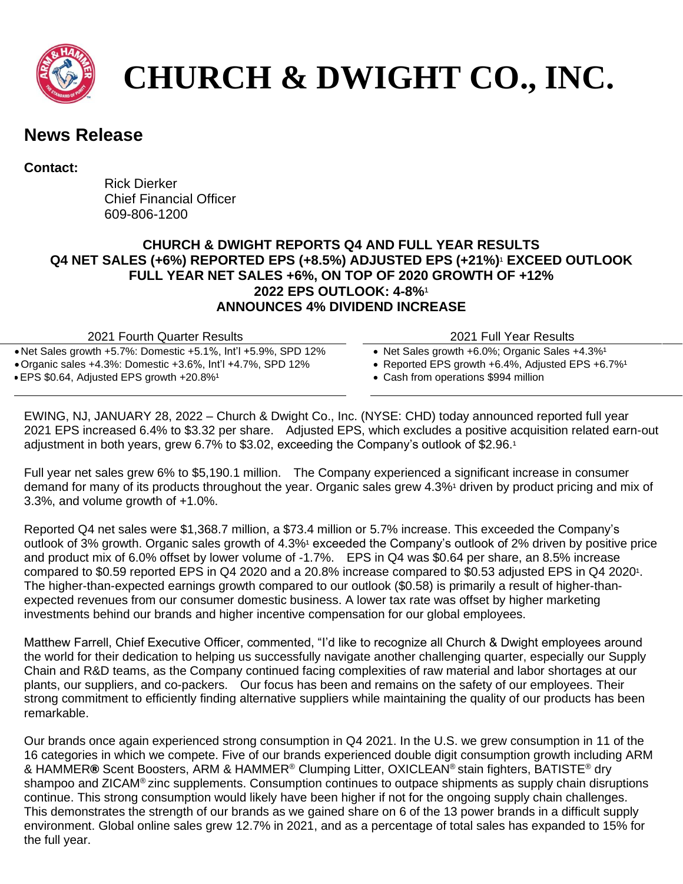# CHURCH & DWIGHT CO., INC.

## News Release

**Contact:**

Rick Dierker
Chief Financial Officer
609-806-1200

**CHURCH & DWIGHT REPORTS Q4 AND FULL YEAR RESULTS**
**Q4 NET SALES (+6%) REPORTED EPS (+8.5%) ADJUSTED EPS (+21%)[1] EXCEED OUTLOOK**
**FULL YEAR NET SALES +6%, ON TOP OF 2020 GROWTH OF +12%**
**2022 EPS OUTLOOK: 4-8%[1]**
**ANNOUNCES 4% DIVIDEND INCREASE**

| 2021 Fourth Quarter Results | 2021 Full Year Results |
|---|---|
| • Net Sales growth +5.7%: Domestic +5.1%, Int'l +5.9%, SPD 12%<br>• Organic sales +4.3%: Domestic +3.6%, Int'l +4.7%, SPD 12%<br>• EPS \$0.64, Adjusted EPS growth +20.8%[1] | • Net Sales growth +6.0%; Organic Sales +4.3%[1]<br>• Reported EPS growth +6.4%, Adjusted EPS +6.7%[1]<br>• Cash from operations \$994 million |

EWING, NJ, JANUARY 28, 2022 – Church & Dwight Co., Inc. (NYSE: CHD) today announced reported full year 2021 EPS increased 6.4% to \$3.32 per share. Adjusted EPS, which excludes a positive acquisition related earn-out adjustment in both years, grew 6.7% to \$3.02, exceeding the Company's outlook of \$2.96.[1]

Full year net sales grew 6% to \$5,190.1 million. The Company experienced a significant increase in consumer demand for many of its products throughout the year. Organic sales grew 4.3%[1] driven by product pricing and mix of 3.3%, and volume growth of +1.0%.

Reported Q4 net sales were \$1,368.7 million, a \$73.4 million or 5.7% increase. This exceeded the Company's outlook of 3% growth. Organic sales growth of 4.3%[1] exceeded the Company's outlook of 2% driven by positive price and product mix of 6.0% offset by lower volume of -1.7%. EPS in Q4 was \$0.64 per share, an 8.5% increase compared to \$0.59 reported EPS in Q4 2020 and a 20.8% increase compared to \$0.53 adjusted EPS in Q4 2020[1]. The higher-than-expected earnings growth compared to our outlook (\$0.58) is primarily a result of higher-than-expected revenues from our consumer domestic business. A lower tax rate was offset by higher marketing investments behind our brands and higher incentive compensation for our global employees.

Matthew Farrell, Chief Executive Officer, commented, "I'd like to recognize all Church & Dwight employees around the world for their dedication to helping us successfully navigate another challenging quarter, especially our Supply Chain and R&D teams, as the Company continued facing complexities of raw material and labor shortages at our plants, our suppliers, and co-packers. Our focus has been and remains on the safety of our employees. Their strong commitment to efficiently finding alternative suppliers while maintaining the quality of our products has been remarkable.

Our brands once again experienced strong consumption in Q4 2021. In the U.S. we grew consumption in 11 of the 16 categories in which we compete. Five of our brands experienced double digit consumption growth including ARM & HAMMER® Scent Boosters, ARM & HAMMER® Clumping Litter, OXICLEAN® stain fighters, BATISTE® dry shampoo and ZICAM® zinc supplements. Consumption continues to outpace shipments as supply chain disruptions continue. This strong consumption would likely have been higher if not for the ongoing supply chain challenges. This demonstrates the strength of our brands as we gained share on 6 of the 13 power brands in a difficult supply environment. Global online sales grew 12.7% in 2021, and as a percentage of total sales has expanded to 15% for the full year.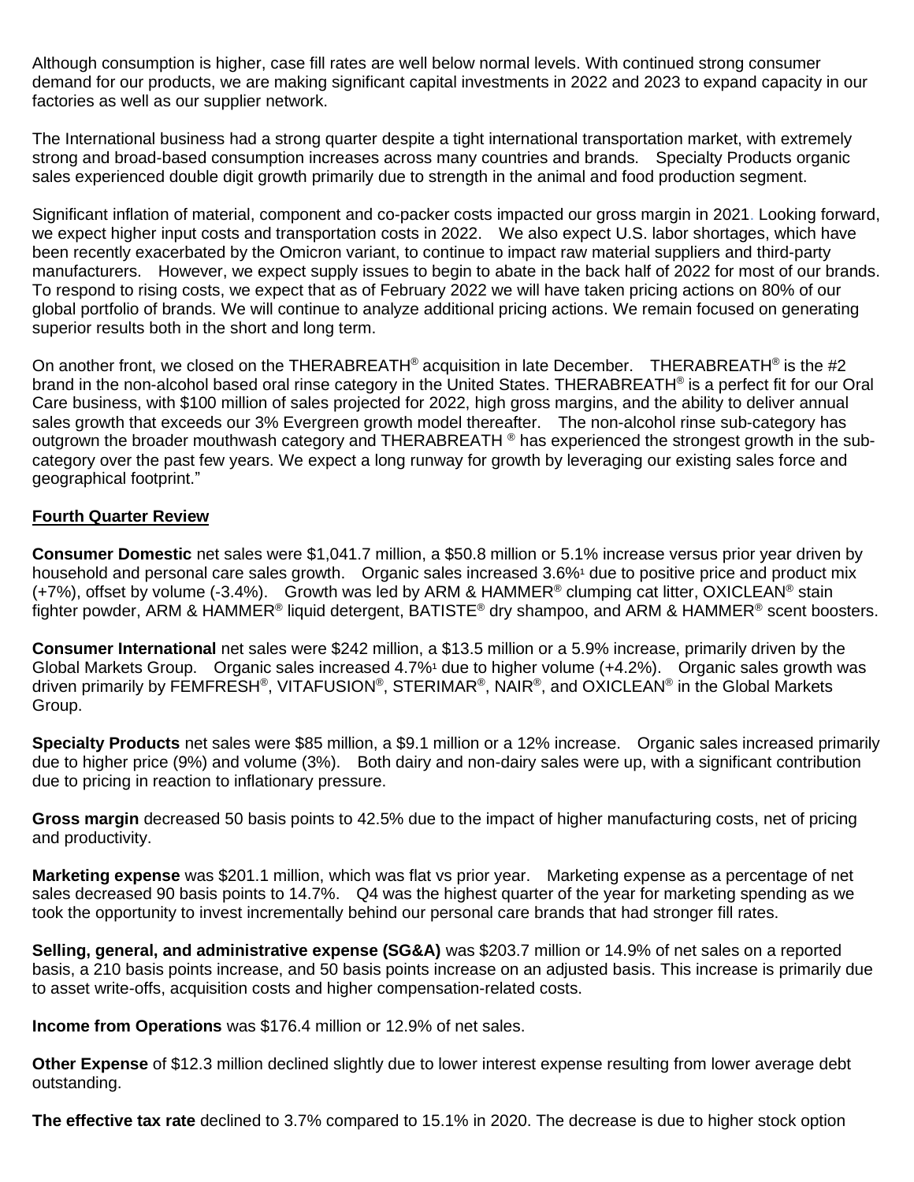Although consumption is higher, case fill rates are well below normal levels. With continued strong consumer demand for our products, we are making significant capital investments in 2022 and 2023 to expand capacity in our factories as well as our supplier network.

The International business had a strong quarter despite a tight international transportation market, with extremely strong and broad-based consumption increases across many countries and brands. Specialty Products organic sales experienced double digit growth primarily due to strength in the animal and food production segment.

Significant inflation of material, component and co-packer costs impacted our gross margin in 2021. Looking forward, we expect higher input costs and transportation costs in 2022. We also expect U.S. labor shortages, which have been recently exacerbated by the Omicron variant, to continue to impact raw material suppliers and third-party manufacturers. However, we expect supply issues to begin to abate in the back half of 2022 for most of our brands. To respond to rising costs, we expect that as of February 2022 we will have taken pricing actions on 80% of our global portfolio of brands. We will continue to analyze additional pricing actions. We remain focused on generating superior results both in the short and long term.

On another front, we closed on the THERABREATH® acquisition in late December. THERABREATH® is the #2 brand in the non-alcohol based oral rinse category in the United States. THERABREATH® is a perfect fit for our Oral Care business, with $100 million of sales projected for 2022, high gross margins, and the ability to deliver annual sales growth that exceeds our 3% Evergreen growth model thereafter. The non-alcohol rinse sub-category has outgrown the broader mouthwash category and THERABREATH ® has experienced the strongest growth in the sub-category over the past few years. We expect a long runway for growth by leveraging our existing sales force and geographical footprint."

**Fourth Quarter Review**

**Consumer Domestic** net sales were $1,041.7 million, a $50.8 million or 5.1% increase versus prior year driven by household and personal care sales growth. Organic sales increased 3.6%[1] due to positive price and product mix (+7%), offset by volume (-3.4%). Growth was led by ARM & HAMMER® clumping cat litter, OXICLEAN® stain fighter powder, ARM & HAMMER® liquid detergent, BATISTE® dry shampoo, and ARM & HAMMER® scent boosters.

**Consumer International** net sales were $242 million, a $13.5 million or a 5.9% increase, primarily driven by the Global Markets Group. Organic sales increased 4.7%[1] due to higher volume (+4.2%). Organic sales growth was driven primarily by FEMFRESH®, VITAFUSION®, STERIMAR®, NAIR®, and OXICLEAN® in the Global Markets Group.

**Specialty Products** net sales were $85 million, a $9.1 million or a 12% increase. Organic sales increased primarily due to higher price (9%) and volume (3%). Both dairy and non-dairy sales were up, with a significant contribution due to pricing in reaction to inflationary pressure.

**Gross margin** decreased 50 basis points to 42.5% due to the impact of higher manufacturing costs, net of pricing and productivity.

**Marketing expense** was $201.1 million, which was flat vs prior year. Marketing expense as a percentage of net sales decreased 90 basis points to 14.7%. Q4 was the highest quarter of the year for marketing spending as we took the opportunity to invest incrementally behind our personal care brands that had stronger fill rates.

**Selling, general, and administrative expense (SG&A)** was $203.7 million or 14.9% of net sales on a reported basis, a 210 basis points increase, and 50 basis points increase on an adjusted basis. This increase is primarily due to asset write-offs, acquisition costs and higher compensation-related costs.

**Income from Operations** was $176.4 million or 12.9% of net sales.

**Other Expense** of $12.3 million declined slightly due to lower interest expense resulting from lower average debt outstanding.

**The effective tax rate** declined to 3.7% compared to 15.1% in 2020. The decrease is due to higher stock option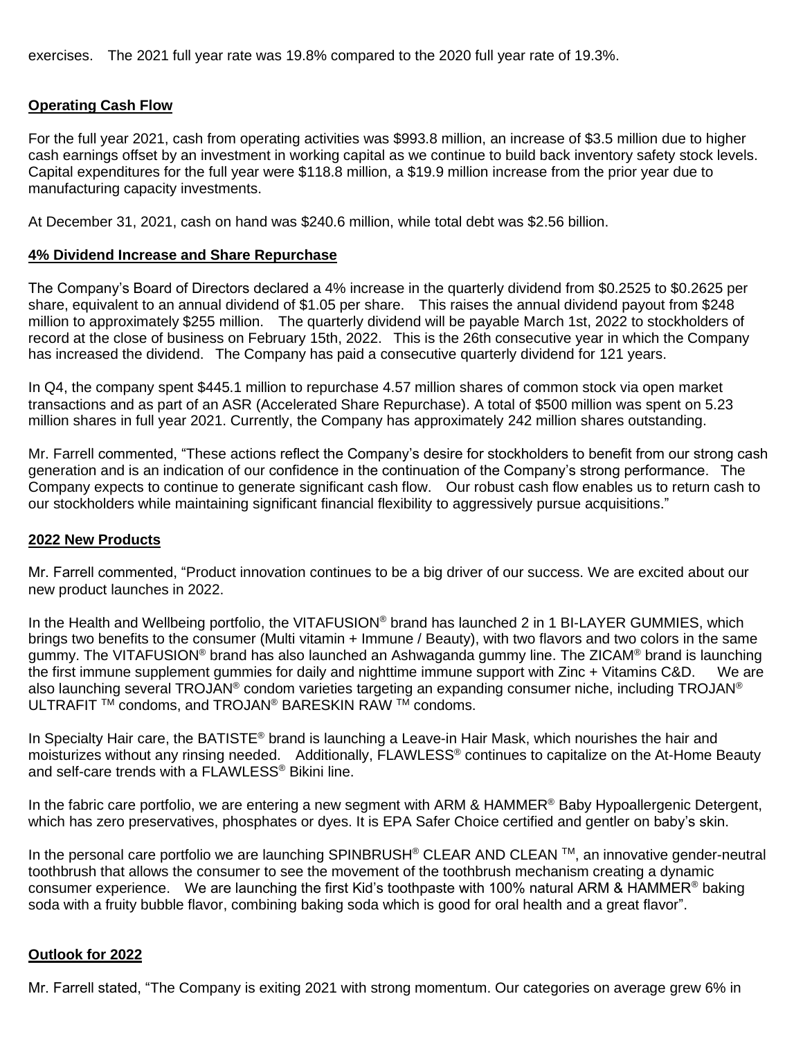exercises. The 2021 full year rate was 19.8% compared to the 2020 full year rate of 19.3%.

## Operating Cash Flow

For the full year 2021, cash from operating activities was $993.8 million, an increase of $3.5 million due to higher cash earnings offset by an investment in working capital as we continue to build back inventory safety stock levels. Capital expenditures for the full year were $118.8 million, a $19.9 million increase from the prior year due to manufacturing capacity investments.

At December 31, 2021, cash on hand was $240.6 million, while total debt was $2.56 billion.

## 4% Dividend Increase and Share Repurchase

The Company's Board of Directors declared a 4% increase in the quarterly dividend from $0.2525 to $0.2625 per share, equivalent to an annual dividend of $1.05 per share. This raises the annual dividend payout from $248 million to approximately $255 million. The quarterly dividend will be payable March 1st, 2022 to stockholders of record at the close of business on February 15th, 2022. This is the 26th consecutive year in which the Company has increased the dividend. The Company has paid a consecutive quarterly dividend for 121 years.

In Q4, the company spent $445.1 million to repurchase 4.57 million shares of common stock via open market transactions and as part of an ASR (Accelerated Share Repurchase). A total of $500 million was spent on 5.23 million shares in full year 2021. Currently, the Company has approximately 242 million shares outstanding.

Mr. Farrell commented, "These actions reflect the Company's desire for stockholders to benefit from our strong cash generation and is an indication of our confidence in the continuation of the Company's strong performance. The Company expects to continue to generate significant cash flow. Our robust cash flow enables us to return cash to our stockholders while maintaining significant financial flexibility to aggressively pursue acquisitions."

## 2022 New Products

Mr. Farrell commented, "Product innovation continues to be a big driver of our success. We are excited about our new product launches in 2022.

In the Health and Wellbeing portfolio, the VITAFUSION® brand has launched 2 in 1 BI-LAYER GUMMIES, which brings two benefits to the consumer (Multi vitamin + Immune / Beauty), with two flavors and two colors in the same gummy. The VITAFUSION® brand has also launched an Ashwaganda gummy line. The ZICAM® brand is launching the first immune supplement gummies for daily and nighttime immune support with Zinc + Vitamins C&D. We are also launching several TROJAN® condom varieties targeting an expanding consumer niche, including TROJAN® ULTRAFIT ™ condoms, and TROJAN® BARESKIN RAW ™ condoms.

In Specialty Hair care, the BATISTE® brand is launching a Leave-in Hair Mask, which nourishes the hair and moisturizes without any rinsing needed. Additionally, FLAWLESS® continues to capitalize on the At-Home Beauty and self-care trends with a FLAWLESS® Bikini line.

In the fabric care portfolio, we are entering a new segment with ARM & HAMMER® Baby Hypoallergenic Detergent, which has zero preservatives, phosphates or dyes. It is EPA Safer Choice certified and gentler on baby's skin.

In the personal care portfolio we are launching SPINBRUSH® CLEAR AND CLEAN ™, an innovative gender-neutral toothbrush that allows the consumer to see the movement of the toothbrush mechanism creating a dynamic consumer experience. We are launching the first Kid's toothpaste with 100% natural ARM & HAMMER® baking soda with a fruity bubble flavor, combining baking soda which is good for oral health and a great flavor".

## Outlook for 2022

Mr. Farrell stated, "The Company is exiting 2021 with strong momentum. Our categories on average grew 6% in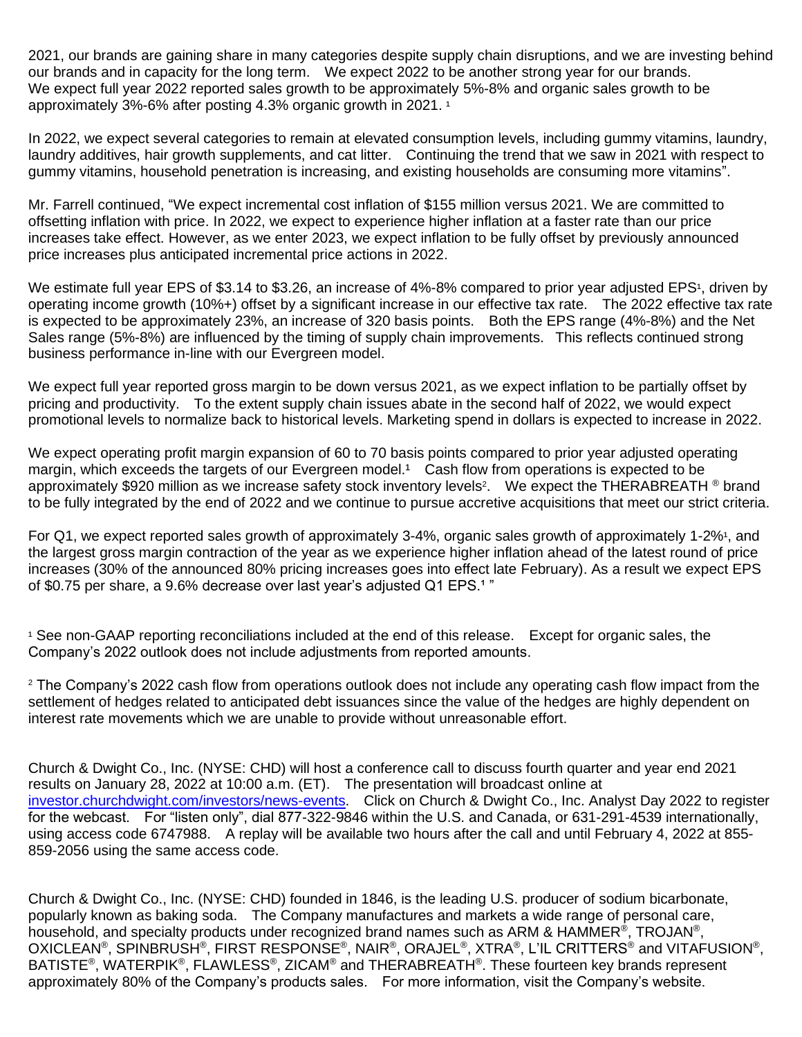2021, our brands are gaining share in many categories despite supply chain disruptions, and we are investing behind our brands and in capacity for the long term. We expect 2022 to be another strong year for our brands. We expect full year 2022 reported sales growth to be approximately 5%-8% and organic sales growth to be approximately 3%-6% after posting 4.3% organic growth in 2021. [1]

In 2022, we expect several categories to remain at elevated consumption levels, including gummy vitamins, laundry, laundry additives, hair growth supplements, and cat litter. Continuing the trend that we saw in 2021 with respect to gummy vitamins, household penetration is increasing, and existing households are consuming more vitamins".

Mr. Farrell continued, "We expect incremental cost inflation of $155 million versus 2021. We are committed to offsetting inflation with price. In 2022, we expect to experience higher inflation at a faster rate than our price increases take effect. However, as we enter 2023, we expect inflation to be fully offset by previously announced price increases plus anticipated incremental price actions in 2022.

We estimate full year EPS of $3.14 to $3.26, an increase of 4%-8% compared to prior year adjusted EPS[1], driven by operating income growth (10%+) offset by a significant increase in our effective tax rate. The 2022 effective tax rate is expected to be approximately 23%, an increase of 320 basis points. Both the EPS range (4%-8%) and the Net Sales range (5%-8%) are influenced by the timing of supply chain improvements. This reflects continued strong business performance in-line with our Evergreen model.

We expect full year reported gross margin to be down versus 2021, as we expect inflation to be partially offset by pricing and productivity. To the extent supply chain issues abate in the second half of 2022, we would expect promotional levels to normalize back to historical levels. Marketing spend in dollars is expected to increase in 2022.

We expect operating profit margin expansion of 60 to 70 basis points compared to prior year adjusted operating margin, which exceeds the targets of our Evergreen model.[1] Cash flow from operations is expected to be approximately $920 million as we increase safety stock inventory levels[2]. We expect the THERABREATH ® brand to be fully integrated by the end of 2022 and we continue to pursue accretive acquisitions that meet our strict criteria.

For Q1, we expect reported sales growth of approximately 3-4%, organic sales growth of approximately 1-2%[1], and the largest gross margin contraction of the year as we experience higher inflation ahead of the latest round of price increases (30% of the announced 80% pricing increases goes into effect late February). As a result we expect EPS of $0.75 per share, a 9.6% decrease over last year's adjusted Q1 EPS.[1] "

[1] See non-GAAP reporting reconciliations included at the end of this release. Except for organic sales, the Company's 2022 outlook does not include adjustments from reported amounts.

[2] The Company's 2022 cash flow from operations outlook does not include any operating cash flow impact from the settlement of hedges related to anticipated debt issuances since the value of the hedges are highly dependent on interest rate movements which we are unable to provide without unreasonable effort.

Church & Dwight Co., Inc. (NYSE: CHD) will host a conference call to discuss fourth quarter and year end 2021 results on January 28, 2022 at 10:00 a.m. (ET). The presentation will broadcast online at investor.churchdwight.com/investors/news-events. Click on Church & Dwight Co., Inc. Analyst Day 2022 to register for the webcast. For "listen only", dial 877-322-9846 within the U.S. and Canada, or 631-291-4539 internationally, using access code 6747988. A replay will be available two hours after the call and until February 4, 2022 at 855-859-2056 using the same access code.

Church & Dwight Co., Inc. (NYSE: CHD) founded in 1846, is the leading U.S. producer of sodium bicarbonate, popularly known as baking soda. The Company manufactures and markets a wide range of personal care, household, and specialty products under recognized brand names such as ARM & HAMMER®, TROJAN®, OXICLEAN®, SPINBRUSH®, FIRST RESPONSE®, NAIR®, ORAJEL®, XTRA®, L'IL CRITTERS® and VITAFUSION®, BATISTE®, WATERPIK®, FLAWLESS®, ZICAM® and THERABREATH®. These fourteen key brands represent approximately 80% of the Company's products sales. For more information, visit the Company's website.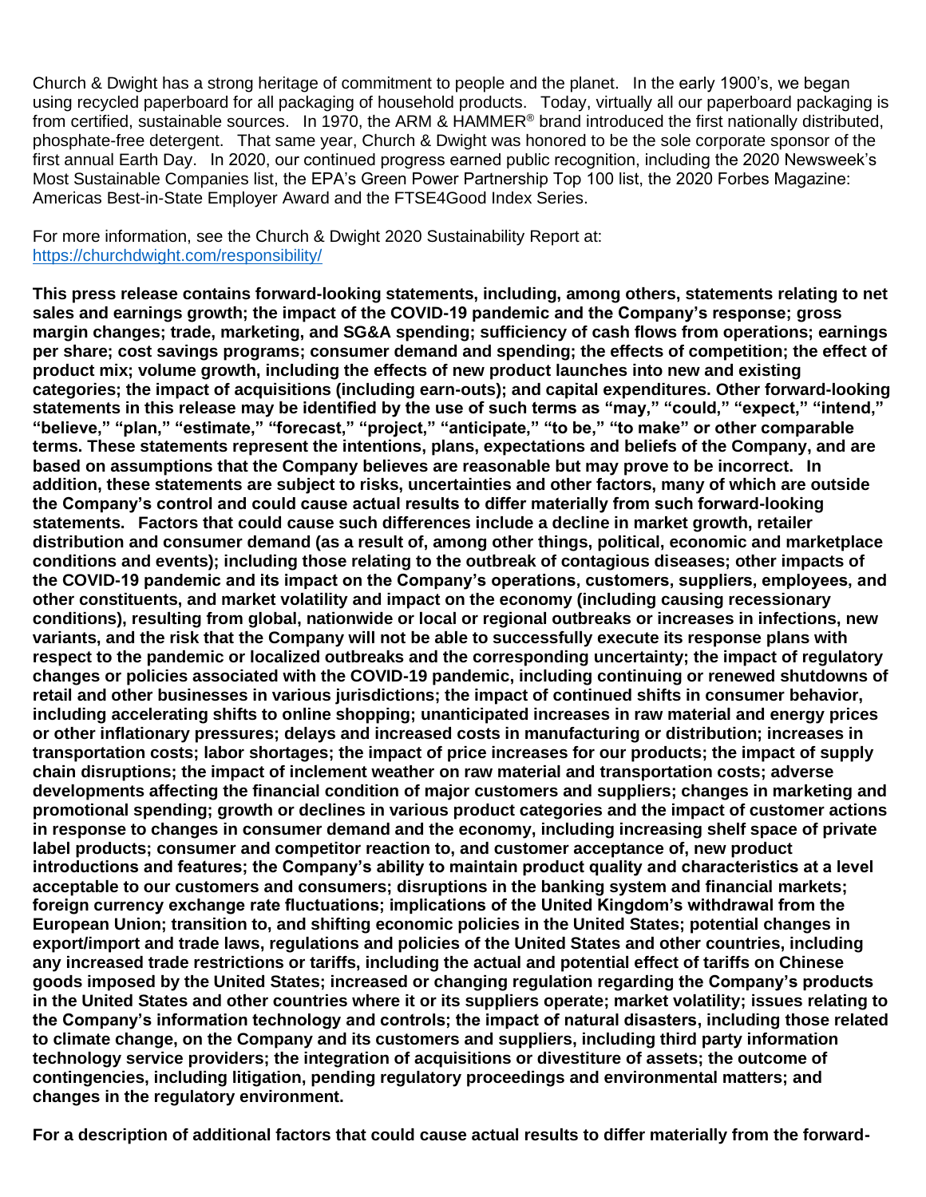Church & Dwight has a strong heritage of commitment to people and the planet. In the early 1900's, we began using recycled paperboard for all packaging of household products. Today, virtually all our paperboard packaging is from certified, sustainable sources. In 1970, the ARM & HAMMER® brand introduced the first nationally distributed, phosphate-free detergent. That same year, Church & Dwight was honored to be the sole corporate sponsor of the first annual Earth Day. In 2020, our continued progress earned public recognition, including the 2020 Newsweek's Most Sustainable Companies list, the EPA's Green Power Partnership Top 100 list, the 2020 Forbes Magazine: Americas Best-in-State Employer Award and the FTSE4Good Index Series.

For more information, see the Church & Dwight 2020 Sustainability Report at: https://churchdwight.com/responsibility/

**This press release contains forward-looking statements, including, among others, statements relating to net sales and earnings growth; the impact of the COVID-19 pandemic and the Company's response; gross margin changes; trade, marketing, and SG&A spending; sufficiency of cash flows from operations; earnings per share; cost savings programs; consumer demand and spending; the effects of competition; the effect of product mix; volume growth, including the effects of new product launches into new and existing categories; the impact of acquisitions (including earn-outs); and capital expenditures. Other forward-looking statements in this release may be identified by the use of such terms as "may," "could," "expect," "intend," "believe," "plan," "estimate," "forecast," "project," "anticipate," "to be," "to make" or other comparable terms. These statements represent the intentions, plans, expectations and beliefs of the Company, and are based on assumptions that the Company believes are reasonable but may prove to be incorrect. In addition, these statements are subject to risks, uncertainties and other factors, many of which are outside the Company's control and could cause actual results to differ materially from such forward-looking statements. Factors that could cause such differences include a decline in market growth, retailer distribution and consumer demand (as a result of, among other things, political, economic and marketplace conditions and events); including those relating to the outbreak of contagious diseases; other impacts of the COVID-19 pandemic and its impact on the Company's operations, customers, suppliers, employees, and other constituents, and market volatility and impact on the economy (including causing recessionary conditions), resulting from global, nationwide or local or regional outbreaks or increases in infections, new variants, and the risk that the Company will not be able to successfully execute its response plans with respect to the pandemic or localized outbreaks and the corresponding uncertainty; the impact of regulatory changes or policies associated with the COVID-19 pandemic, including continuing or renewed shutdowns of retail and other businesses in various jurisdictions; the impact of continued shifts in consumer behavior, including accelerating shifts to online shopping; unanticipated increases in raw material and energy prices or other inflationary pressures; delays and increased costs in manufacturing or distribution; increases in transportation costs; labor shortages; the impact of price increases for our products; the impact of supply chain disruptions; the impact of inclement weather on raw material and transportation costs; adverse developments affecting the financial condition of major customers and suppliers; changes in marketing and promotional spending; growth or declines in various product categories and the impact of customer actions in response to changes in consumer demand and the economy, including increasing shelf space of private label products; consumer and competitor reaction to, and customer acceptance of, new product introductions and features; the Company's ability to maintain product quality and characteristics at a level acceptable to our customers and consumers; disruptions in the banking system and financial markets; foreign currency exchange rate fluctuations; implications of the United Kingdom's withdrawal from the European Union; transition to, and shifting economic policies in the United States; potential changes in export/import and trade laws, regulations and policies of the United States and other countries, including any increased trade restrictions or tariffs, including the actual and potential effect of tariffs on Chinese goods imposed by the United States; increased or changing regulation regarding the Company's products in the United States and other countries where it or its suppliers operate; market volatility; issues relating to the Company's information technology and controls; the impact of natural disasters, including those related to climate change, on the Company and its customers and suppliers, including third party information technology service providers; the integration of acquisitions or divestiture of assets; the outcome of contingencies, including litigation, pending regulatory proceedings and environmental matters; and changes in the regulatory environment.**

**For a description of additional factors that could cause actual results to differ materially from the forward-**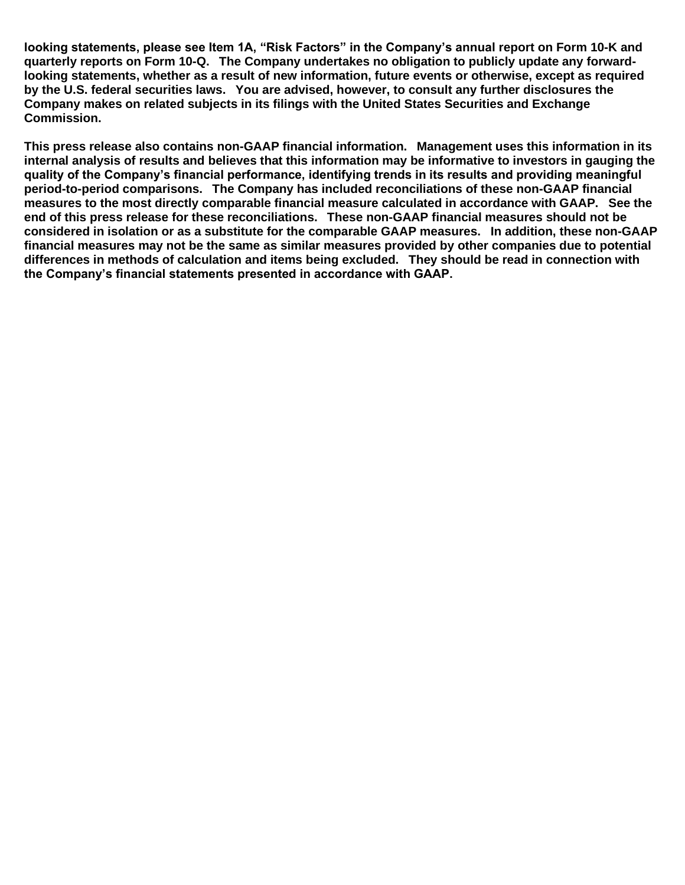**looking statements, please see Item 1A, "Risk Factors" in the Company's annual report on Form 10-K and quarterly reports on Form 10-Q. The Company undertakes no obligation to publicly update any forward-looking statements, whether as a result of new information, future events or otherwise, except as required by the U.S. federal securities laws. You are advised, however, to consult any further disclosures the Company makes on related subjects in its filings with the United States Securities and Exchange Commission.**

**This press release also contains non-GAAP financial information. Management uses this information in its internal analysis of results and believes that this information may be informative to investors in gauging the quality of the Company's financial performance, identifying trends in its results and providing meaningful period-to-period comparisons. The Company has included reconciliations of these non-GAAP financial measures to the most directly comparable financial measure calculated in accordance with GAAP. See the end of this press release for these reconciliations. These non-GAAP financial measures should not be considered in isolation or as a substitute for the comparable GAAP measures. In addition, these non-GAAP financial measures may not be the same as similar measures provided by other companies due to potential differences in methods of calculation and items being excluded. They should be read in connection with the Company's financial statements presented in accordance with GAAP.**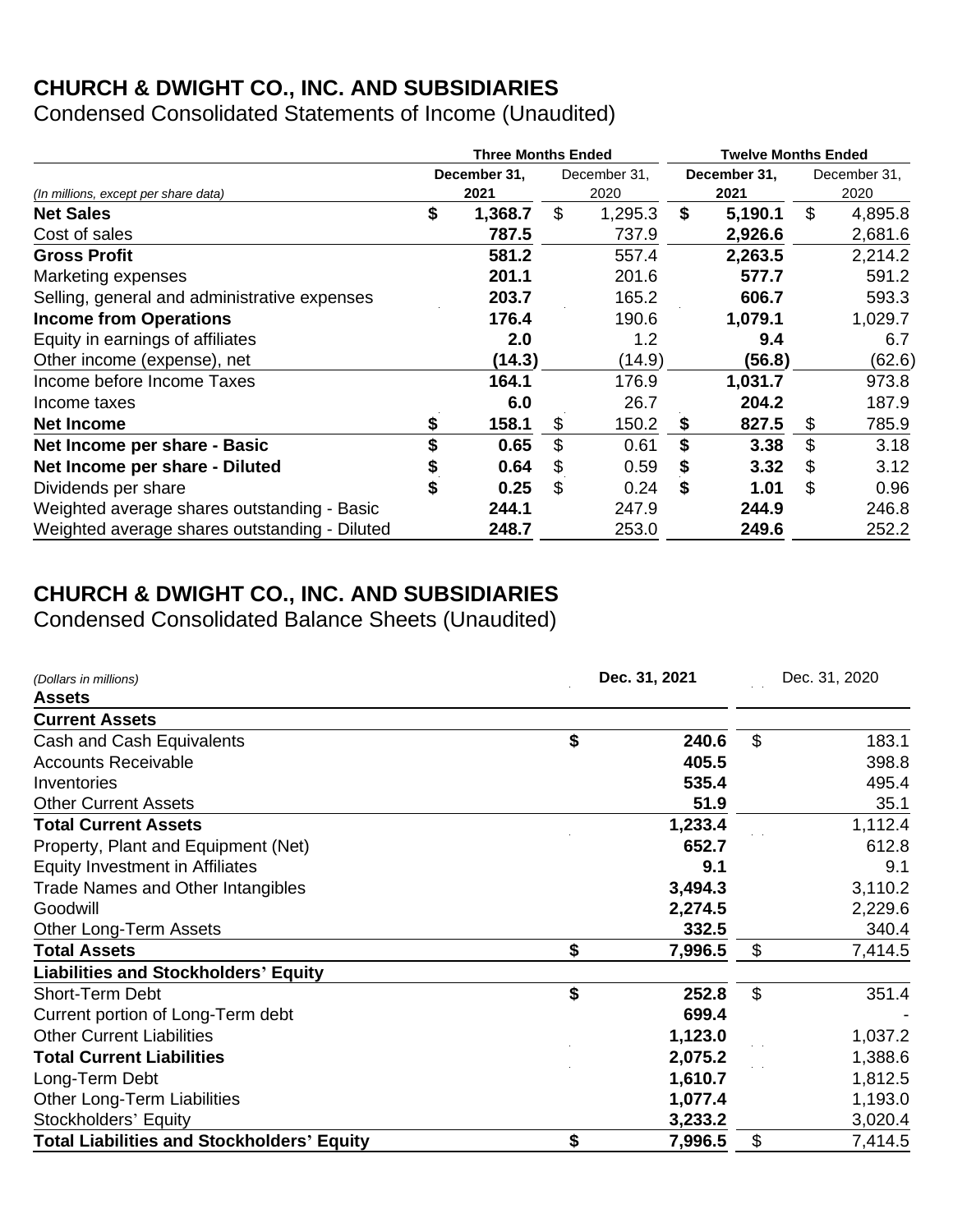# CHURCH & DWIGHT CO., INC. AND SUBSIDIARIES

Condensed Consolidated Statements of Income (Unaudited)

| *(In millions, except per share data)* | Three Months Ended December 31, 2021 | Three Months Ended December 31, 2020 | Twelve Months Ended December 31, 2021 | Twelve Months Ended December 31, 2020 |
|---|---|---|---|---|
| **Net Sales** | $ 1,368.7 | $ 1,295.3 | $ 5,190.1 | $ 4,895.8 |
| Cost of sales | 787.5 | 737.9 | 2,926.6 | 2,681.6 |
| **Gross Profit** | 581.2 | 557.4 | 2,263.5 | 2,214.2 |
| Marketing expenses | 201.1 | 201.6 | 577.7 | 591.2 |
| Selling, general and administrative expenses | 203.7 | 165.2 | 606.7 | 593.3 |
| **Income from Operations** | 176.4 | 190.6 | 1,079.1 | 1,029.7 |
| Equity in earnings of affiliates | 2.0 | 1.2 | 9.4 | 6.7 |
| Other income (expense), net | (14.3) | (14.9) | (56.8) | (62.6) |
| Income before Income Taxes | 164.1 | 176.9 | 1,031.7 | 973.8 |
| Income taxes | 6.0 | 26.7 | 204.2 | 187.9 |
| **Net Income** | $ 158.1 | $ 150.2 | $ 827.5 | $ 785.9 |
| **Net Income per share - Basic** | $ 0.65 | $ 0.61 | $ 3.38 | $ 3.18 |
| **Net Income per share - Diluted** | $ 0.64 | $ 0.59 | $ 3.32 | $ 3.12 |
| Dividends per share | $ 0.25 | $ 0.24 | $ 1.01 | $ 0.96 |
| Weighted average shares outstanding - Basic | 244.1 | 247.9 | 244.9 | 246.8 |
| Weighted average shares outstanding - Diluted | 248.7 | 253.0 | 249.6 | 252.2 |

# CHURCH & DWIGHT CO., INC. AND SUBSIDIARIES

Condensed Consolidated Balance Sheets (Unaudited)

| *(Dollars in millions)* | Dec. 31, 2021 | Dec. 31, 2020 |
|---|---|---|
| **Assets** | | |
| **Current Assets** | | |
| Cash and Cash Equivalents | $ 240.6 | $ 183.1 |
| Accounts Receivable | 405.5 | 398.8 |
| Inventories | 535.4 | 495.4 |
| Other Current Assets | 51.9 | 35.1 |
| **Total Current Assets** | 1,233.4 | 1,112.4 |
| Property, Plant and Equipment (Net) | 652.7 | 612.8 |
| Equity Investment in Affiliates | 9.1 | 9.1 |
| Trade Names and Other Intangibles | 3,494.3 | 3,110.2 |
| Goodwill | 2,274.5 | 2,229.6 |
| Other Long-Term Assets | 332.5 | 340.4 |
| **Total Assets** | $ 7,996.5 | $ 7,414.5 |
| **Liabilities and Stockholders' Equity** | | |
| Short-Term Debt | $ 252.8 | $ 351.4 |
| Current portion of Long-Term debt | 699.4 | - |
| Other Current Liabilities | 1,123.0 | 1,037.2 |
| **Total Current Liabilities** | 2,075.2 | 1,388.6 |
| Long-Term Debt | 1,610.7 | 1,812.5 |
| Other Long-Term Liabilities | 1,077.4 | 1,193.0 |
| Stockholders' Equity | 3,233.2 | 3,020.4 |
| **Total Liabilities and Stockholders' Equity** | $ 7,996.5 | $ 7,414.5 |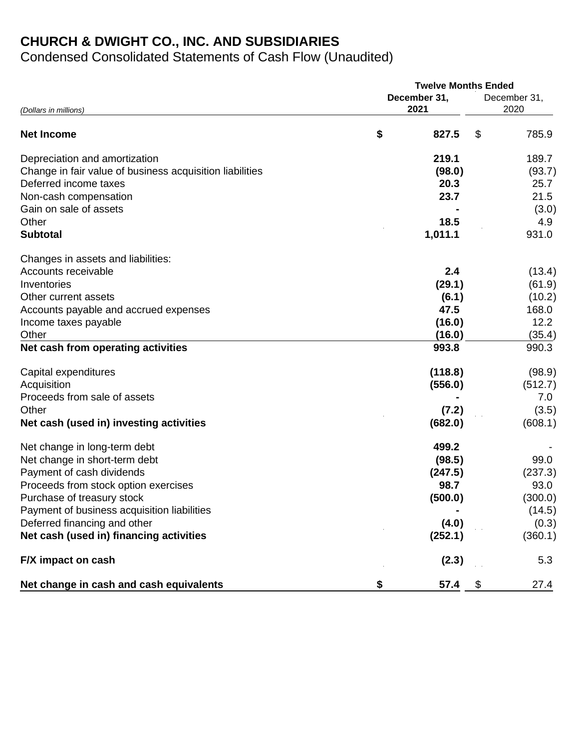# CHURCH & DWIGHT CO., INC. AND SUBSIDIARIES

Condensed Consolidated Statements of Cash Flow (Unaudited)

| *(Dollars in millions)* | Twelve Months Ended December 31, 2021 | December 31, 2020 |
|---|---|---|
| **Net Income** | **$ 827.5** | $ 785.9 |
| Depreciation and amortization | **219.1** | 189.7 |
| Change in fair value of business acquisition liabilities | **(98.0)** | (93.7) |
| Deferred income taxes | **20.3** | 25.7 |
| Non-cash compensation | **23.7** | 21.5 |
| Gain on sale of assets | **-** | (3.0) |
| Other | **18.5** | 4.9 |
| **Subtotal** | **1,011.1** | 931.0 |
| Changes in assets and liabilities: | | |
| Accounts receivable | **2.4** | (13.4) |
| Inventories | **(29.1)** | (61.9) |
| Other current assets | **(6.1)** | (10.2) |
| Accounts payable and accrued expenses | **47.5** | 168.0 |
| Income taxes payable | **(16.0)** | 12.2 |
| Other | **(16.0)** | (35.4) |
| **Net cash from operating activities** | **993.8** | 990.3 |
| Capital expenditures | **(118.8)** | (98.9) |
| Acquisition | **(556.0)** | (512.7) |
| Proceeds from sale of assets | **-** | 7.0 |
| Other | **(7.2)** | (3.5) |
| **Net cash (used in) investing activities** | **(682.0)** | (608.1) |
| Net change in long-term debt | **499.2** | - |
| Net change in short-term debt | **(98.5)** | 99.0 |
| Payment of cash dividends | **(247.5)** | (237.3) |
| Proceeds from stock option exercises | **98.7** | 93.0 |
| Purchase of treasury stock | **(500.0)** | (300.0) |
| Payment of business acquisition liabilities | **-** | (14.5) |
| Deferred financing and other | **(4.0)** | (0.3) |
| **Net cash (used in) financing activities** | **(252.1)** | (360.1) |
| **F/X impact on cash** | **(2.3)** | 5.3 |
| **Net change in cash and cash equivalents** | **$ 57.4** | $ 27.4 |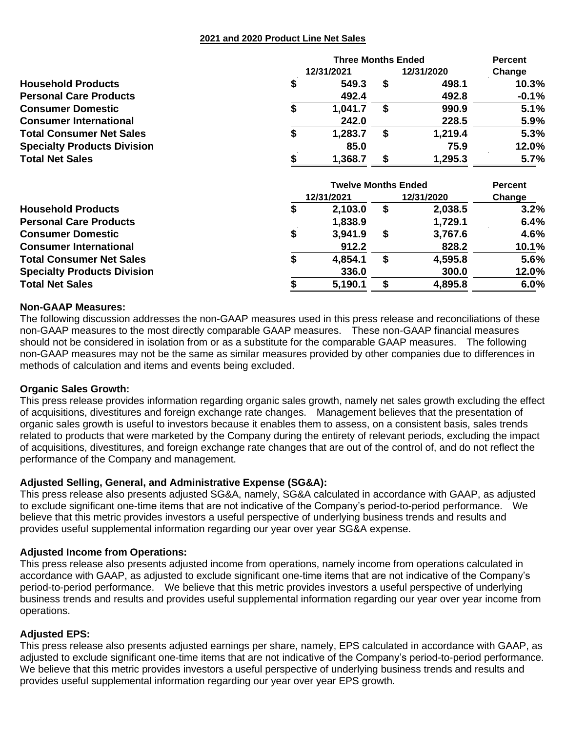**2021 and 2020 Product Line Net Sales**

| | Three Months Ended | | Percent |
|---|---|---|---|
| | 12/31/2021 | 12/31/2020 | Change |
| **Household Products** | $ 549.3 | $ 498.1 | 10.3% |
| **Personal Care Products** | 492.4 | 492.8 | -0.1% |
| **Consumer Domestic** | $ 1,041.7 | $ 990.9 | 5.1% |
| **Consumer International** | 242.0 | 228.5 | 5.9% |
| **Total Consumer Net Sales** | $ 1,283.7 | $ 1,219.4 | 5.3% |
| **Specialty Products Division** | 85.0 | 75.9 | 12.0% |
| **Total Net Sales** | $ 1,368.7 | $ 1,295.3 | 5.7% |

| | Twelve Months Ended | | Percent |
|---|---|---|---|
| | 12/31/2021 | 12/31/2020 | Change |
| **Household Products** | $ 2,103.0 | $ 2,038.5 | 3.2% |
| **Personal Care Products** | 1,838.9 | 1,729.1 | 6.4% |
| **Consumer Domestic** | $ 3,941.9 | $ 3,767.6 | 4.6% |
| **Consumer International** | 912.2 | 828.2 | 10.1% |
| **Total Consumer Net Sales** | $ 4,854.1 | $ 4,595.8 | 5.6% |
| **Specialty Products Division** | 336.0 | 300.0 | 12.0% |
| **Total Net Sales** | $ 5,190.1 | $ 4,895.8 | 6.0% |

**Non-GAAP Measures:**

The following discussion addresses the non-GAAP measures used in this press release and reconciliations of these non-GAAP measures to the most directly comparable GAAP measures. These non-GAAP financial measures should not be considered in isolation from or as a substitute for the comparable GAAP measures. The following non-GAAP measures may not be the same as similar measures provided by other companies due to differences in methods of calculation and items and events being excluded.

**Organic Sales Growth:**

This press release provides information regarding organic sales growth, namely net sales growth excluding the effect of acquisitions, divestitures and foreign exchange rate changes. Management believes that the presentation of organic sales growth is useful to investors because it enables them to assess, on a consistent basis, sales trends related to products that were marketed by the Company during the entirety of relevant periods, excluding the impact of acquisitions, divestitures, and foreign exchange rate changes that are out of the control of, and do not reflect the performance of the Company and management.

**Adjusted Selling, General, and Administrative Expense (SG&A):**

This press release also presents adjusted SG&A, namely, SG&A calculated in accordance with GAAP, as adjusted to exclude significant one-time items that are not indicative of the Company's period-to-period performance. We believe that this metric provides investors a useful perspective of underlying business trends and results and provides useful supplemental information regarding our year over year SG&A expense.

**Adjusted Income from Operations:**

This press release also presents adjusted income from operations, namely income from operations calculated in accordance with GAAP, as adjusted to exclude significant one-time items that are not indicative of the Company's period-to-period performance. We believe that this metric provides investors a useful perspective of underlying business trends and results and provides useful supplemental information regarding our year over year income from operations.

**Adjusted EPS:**

This press release also presents adjusted earnings per share, namely, EPS calculated in accordance with GAAP, as adjusted to exclude significant one-time items that are not indicative of the Company's period-to-period performance. We believe that this metric provides investors a useful perspective of underlying business trends and results and provides useful supplemental information regarding our year over year EPS growth.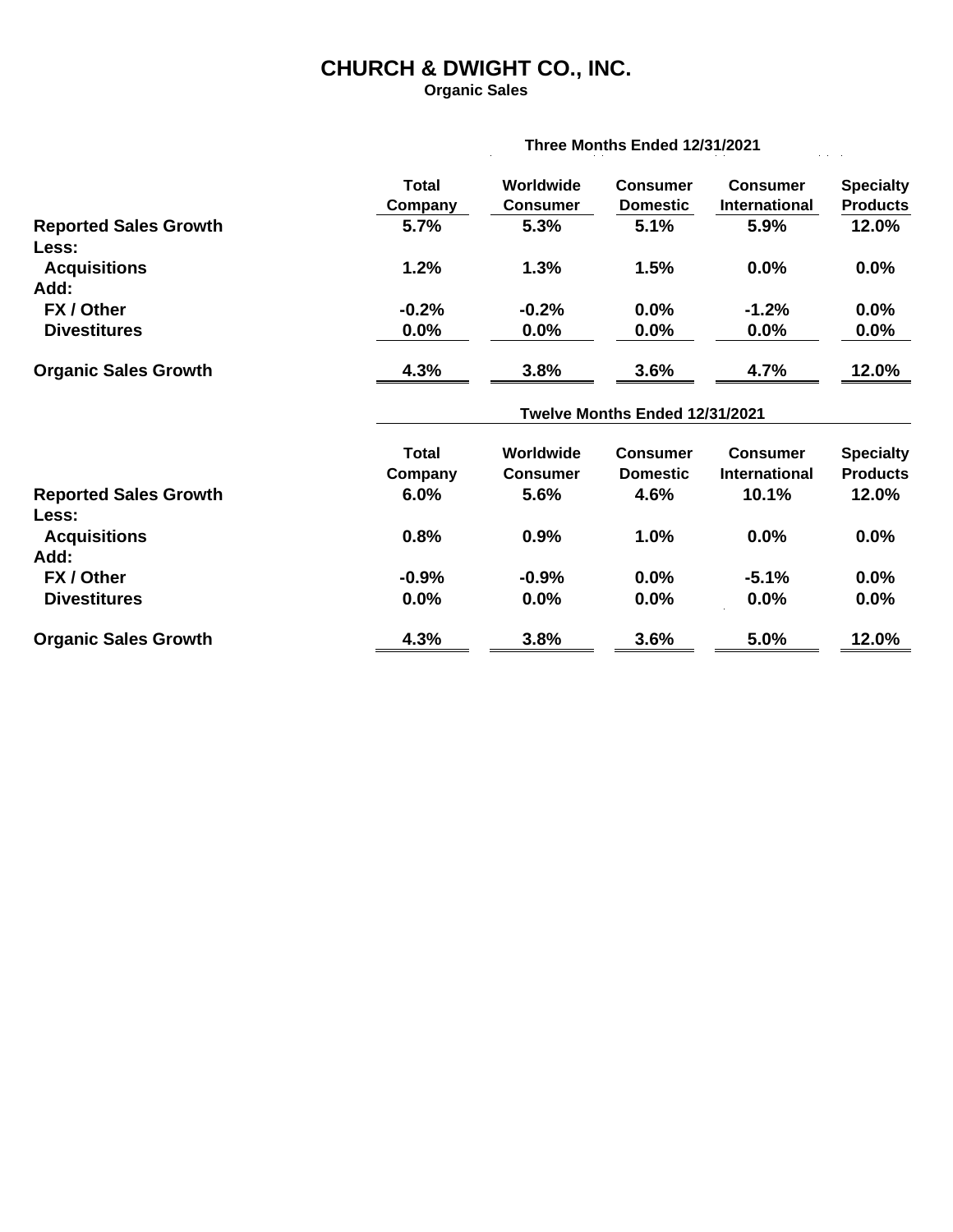# CHURCH & DWIGHT CO., INC.

**Organic Sales**

| | Three Months Ended 12/31/2021 | | | | |
|---|---|---|---|---|---|
| | **Total Company** | **Worldwide Consumer** | **Consumer Domestic** | **Consumer International** | **Specialty Products** |
| **Reported Sales Growth** | **5.7%** | **5.3%** | **5.1%** | **5.9%** | **12.0%** |
| **Less:** | | | | | |
| **Acquisitions** | **1.2%** | **1.3%** | **1.5%** | **0.0%** | **0.0%** |
| **Add:** | | | | | |
| **FX / Other** | **-0.2%** | **-0.2%** | **0.0%** | **-1.2%** | **0.0%** |
| **Divestitures** | **0.0%** | **0.0%** | **0.0%** | **0.0%** | **0.0%** |
| **Organic Sales Growth** | **4.3%** | **3.8%** | **3.6%** | **4.7%** | **12.0%** |

| | Twelve Months Ended 12/31/2021 | | | | |
|---|---|---|---|---|---|
| | **Total Company** | **Worldwide Consumer** | **Consumer Domestic** | **Consumer International** | **Specialty Products** |
| **Reported Sales Growth** | **6.0%** | **5.6%** | **4.6%** | **10.1%** | **12.0%** |
| **Less:** | | | | | |
| **Acquisitions** | **0.8%** | **0.9%** | **1.0%** | **0.0%** | **0.0%** |
| **Add:** | | | | | |
| **FX / Other** | **-0.9%** | **-0.9%** | **0.0%** | **-5.1%** | **0.0%** |
| **Divestitures** | **0.0%** | **0.0%** | **0.0%** | **0.0%** | **0.0%** |
| **Organic Sales Growth** | **4.3%** | **3.8%** | **3.6%** | **5.0%** | **12.0%** |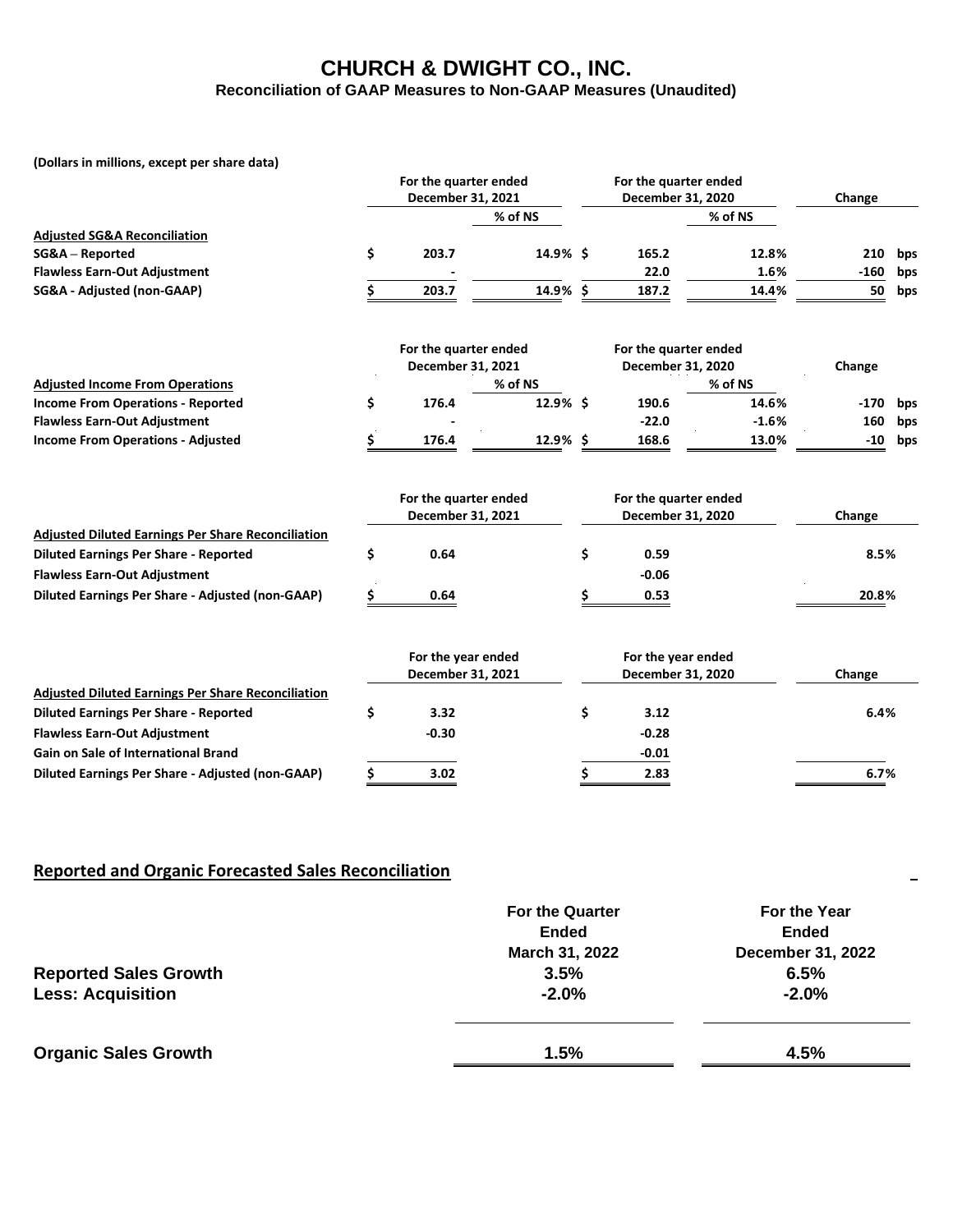# CHURCH & DWIGHT CO., INC.

## Reconciliation of GAAP Measures to Non-GAAP Measures (Unaudited)

**(Dollars in millions, except per share data)**

| | For the quarter ended December 31, 2021 | | For the quarter ended December 31, 2020 | | Change |
|---|---|---|---|---|---|
| | | % of NS | | % of NS | |
| **Adjusted SG&A Reconciliation** | | | | | |
| **SG&A – Reported** | $ 203.7 | 14.9% | $ 165.2 | 12.8% | 210 bps |
| **Flawless Earn-Out Adjustment** | - | | 22.0 | 1.6% | -160 bps |
| **SG&A - Adjusted (non-GAAP)** | $ 203.7 | 14.9% | $ 187.2 | 14.4% | 50 bps |

| | For the quarter ended December 31, 2021 | | For the quarter ended December 31, 2020 | | Change |
|---|---|---|---|---|---|
| **Adjusted Income From Operations** | | % of NS | | % of NS | |
| **Income From Operations - Reported** | $ 176.4 | 12.9% | $ 190.6 | 14.6% | -170 bps |
| **Flawless Earn-Out Adjustment** | - | | -22.0 | -1.6% | 160 bps |
| **Income From Operations - Adjusted** | $ 176.4 | 12.9% | $ 168.6 | 13.0% | -10 bps |

| | For the quarter ended December 31, 2021 | For the quarter ended December 31, 2020 | Change |
|---|---|---|---|
| **Adjusted Diluted Earnings Per Share Reconciliation** | | | |
| **Diluted Earnings Per Share - Reported** | $ 0.64 | $ 0.59 | 8.5% |
| **Flawless Earn-Out Adjustment** | | -0.06 | |
| **Diluted Earnings Per Share - Adjusted (non-GAAP)** | $ 0.64 | $ 0.53 | 20.8% |

| | For the year ended December 31, 2021 | For the year ended December 31, 2020 | Change |
|---|---|---|---|
| **Adjusted Diluted Earnings Per Share Reconciliation** | | | |
| **Diluted Earnings Per Share - Reported** | $ 3.32 | $ 3.12 | 6.4% |
| **Flawless Earn-Out Adjustment** | -0.30 | -0.28 | |
| **Gain on Sale of International Brand** | | -0.01 | |
| **Diluted Earnings Per Share - Adjusted (non-GAAP)** | $ 3.02 | $ 2.83 | 6.7% |

## Reported and Organic Forecasted Sales Reconciliation

| | For the Quarter Ended March 31, 2022 | For the Year Ended December 31, 2022 |
|---|---|---|
| **Reported Sales Growth** | 3.5% | 6.5% |
| **Less: Acquisition** | -2.0% | -2.0% |
| **Organic Sales Growth** | 1.5% | 4.5% |